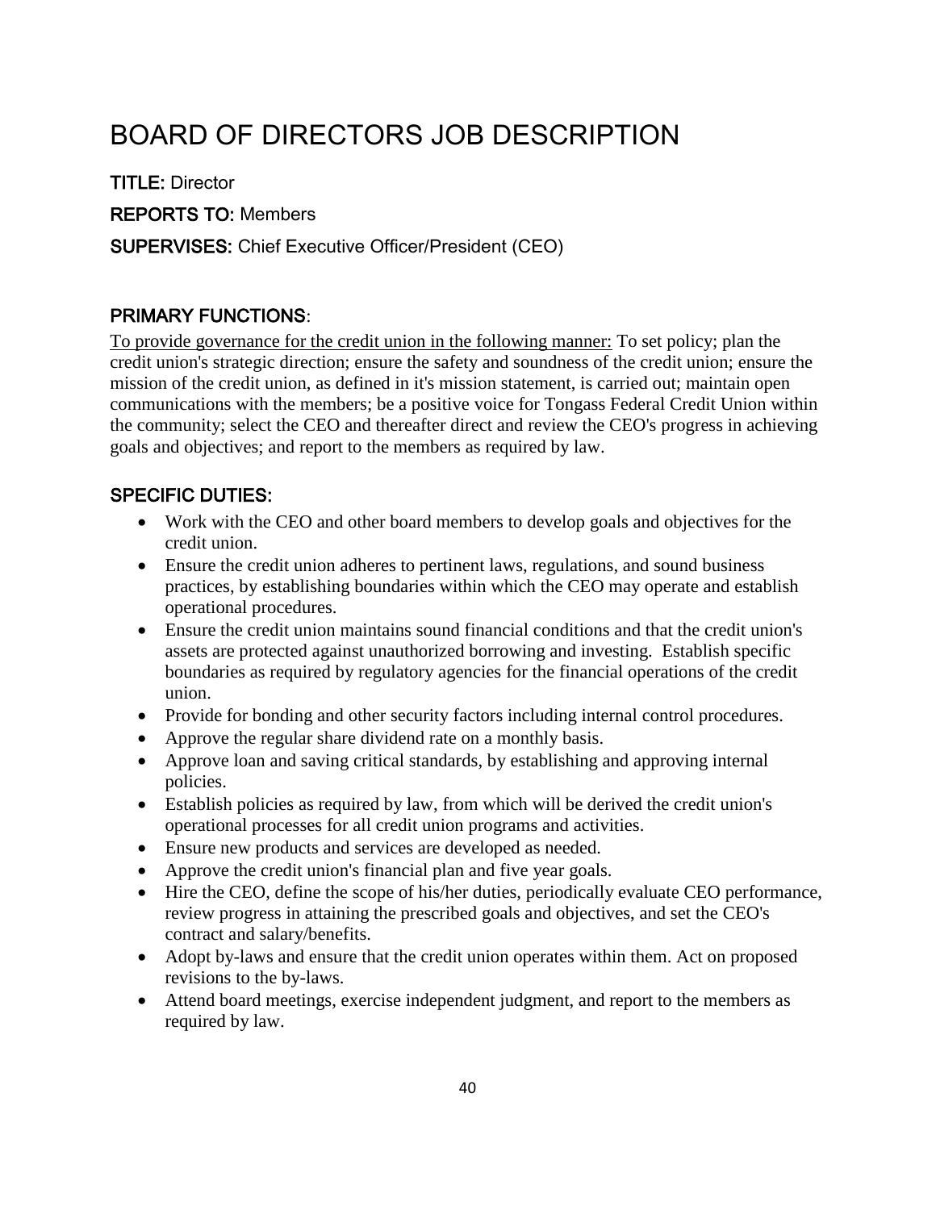# BOARD OF DIRECTORS JOB DESCRIPTION

**TITLE:** Director

**REPORTS TO:** Members

**SUPERVISES:** Chief Executive Officer/President (CEO)

## PRIMARY FUNCTIONS:

To provide governance for the credit union in the following manner: To set policy; plan the credit union's strategic direction; ensure the safety and soundness of the credit union; ensure the mission of the credit union, as defined in it's mission statement, is carried out; maintain open communications with the members; be a positive voice for Tongass Federal Credit Union within the community; select the CEO and thereafter direct and review the CEO's progress in achieving goals and objectives; and report to the members as required by law.

## SPECIFIC DUTIES:

- Work with the CEO and other board members to develop goals and objectives for the credit union.
- Ensure the credit union adheres to pertinent laws, regulations, and sound business practices, by establishing boundaries within which the CEO may operate and establish operational procedures.
- Ensure the credit union maintains sound financial conditions and that the credit union's assets are protected against unauthorized borrowing and investing. Establish specific boundaries as required by regulatory agencies for the financial operations of the credit union.
- Provide for bonding and other security factors including internal control procedures.
- Approve the regular share dividend rate on a monthly basis.
- Approve loan and saving critical standards, by establishing and approving internal policies.
- Establish policies as required by law, from which will be derived the credit union's operational processes for all credit union programs and activities.
- Ensure new products and services are developed as needed.
- Approve the credit union's financial plan and five year goals.
- Hire the CEO, define the scope of his/her duties, periodically evaluate CEO performance, review progress in attaining the prescribed goals and objectives, and set the CEO's contract and salary/benefits.
- Adopt by-laws and ensure that the credit union operates within them. Act on proposed revisions to the by-laws.
- Attend board meetings, exercise independent judgment, and report to the members as required by law.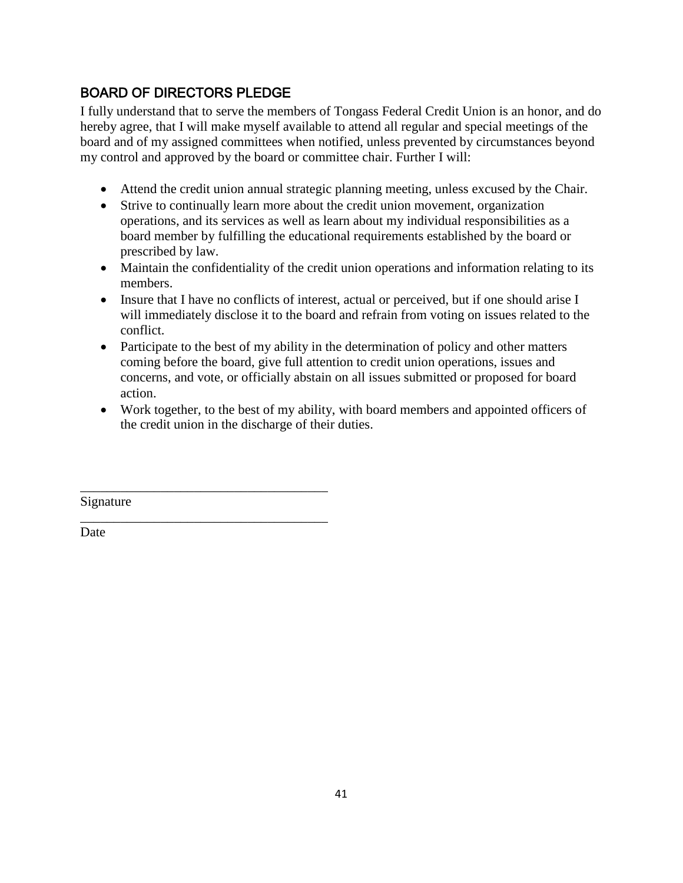## BOARD OF DIRECTORS PLEDGE

I fully understand that to serve the members of Tongass Federal Credit Union is an honor, and do hereby agree, that I will make myself available to attend all regular and special meetings of the board and of my assigned committees when notified, unless prevented by circumstances beyond my control and approved by the board or committee chair. Further I will:

- Attend the credit union annual strategic planning meeting, unless excused by the Chair.
- Strive to continually learn more about the credit union movement, organization operations, and its services as well as learn about my individual responsibilities as a board member by fulfilling the educational requirements established by the board or prescribed by law.
- Maintain the confidentiality of the credit union operations and information relating to its members.
- Insure that I have no conflicts of interest, actual or perceived, but if one should arise I will immediately disclose it to the board and refrain from voting on issues related to the conflict.
- Participate to the best of my ability in the determination of policy and other matters coming before the board, give full attention to credit union operations, issues and concerns, and vote, or officially abstain on all issues submitted or proposed for board action.
- Work together, to the best of my ability, with board members and appointed officers of the credit union in the discharge of their duties.

_____________________________________
Signature

_____________________________________
Date